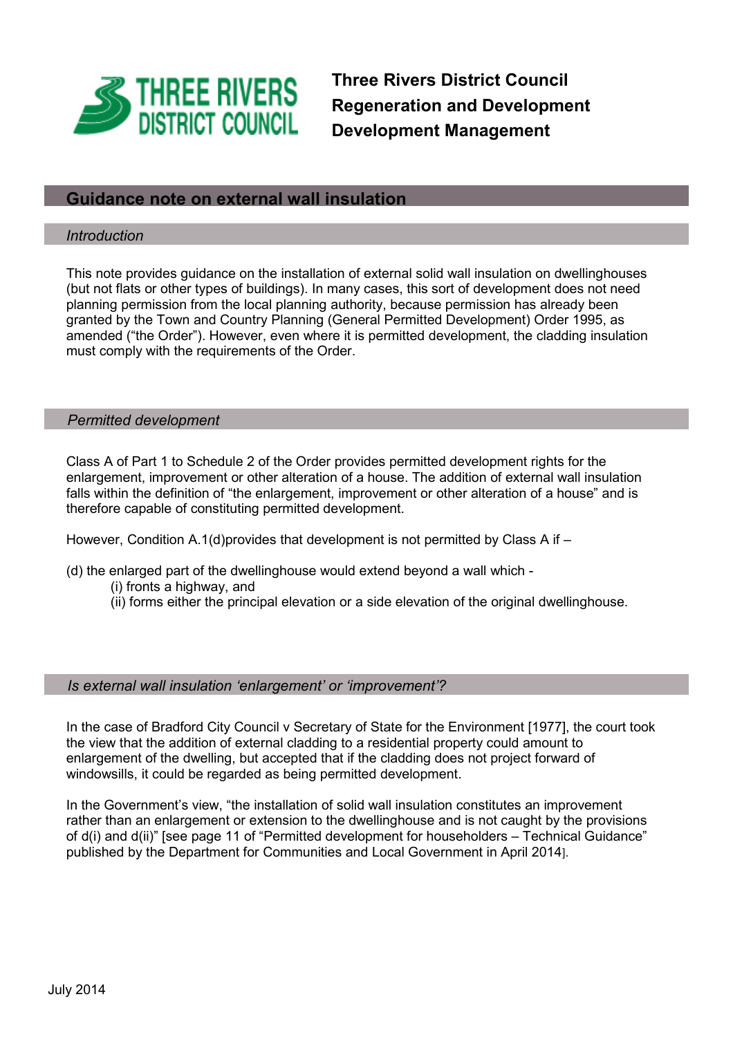**Three Rivers District Council**
**Regeneration and Development**
**Development Management**

# Guidance note on external wall insulation

## *Introduction*

This note provides guidance on the installation of external solid wall insulation on dwellinghouses (but not flats or other types of buildings). In many cases, this sort of development does not need planning permission from the local planning authority, because permission has already been granted by the Town and Country Planning (General Permitted Development) Order 1995, as amended ("the Order"). However, even where it is permitted development, the cladding insulation must comply with the requirements of the Order.

## *Permitted development*

Class A of Part 1 to Schedule 2 of the Order provides permitted development rights for the enlargement, improvement or other alteration of a house. The addition of external wall insulation falls within the definition of "the enlargement, improvement or other alteration of a house" and is therefore capable of constituting permitted development.

However, Condition A.1(d)provides that development is not permitted by Class A if –

(d) the enlarged part of the dwellinghouse would extend beyond a wall which -
- (i) fronts a highway, and
- (ii) forms either the principal elevation or a side elevation of the original dwellinghouse.

## *Is external wall insulation 'enlargement' or 'improvement'?*

In the case of Bradford City Council v Secretary of State for the Environment [1977], the court took the view that the addition of external cladding to a residential property could amount to enlargement of the dwelling, but accepted that if the cladding does not project forward of windowsills, it could be regarded as being permitted development.

In the Government's view, "the installation of solid wall insulation constitutes an improvement rather than an enlargement or extension to the dwellinghouse and is not caught by the provisions of d(i) and d(ii)" [see page 11 of "Permitted development for householders – Technical Guidance" published by the Department for Communities and Local Government in April 2014].

July 2014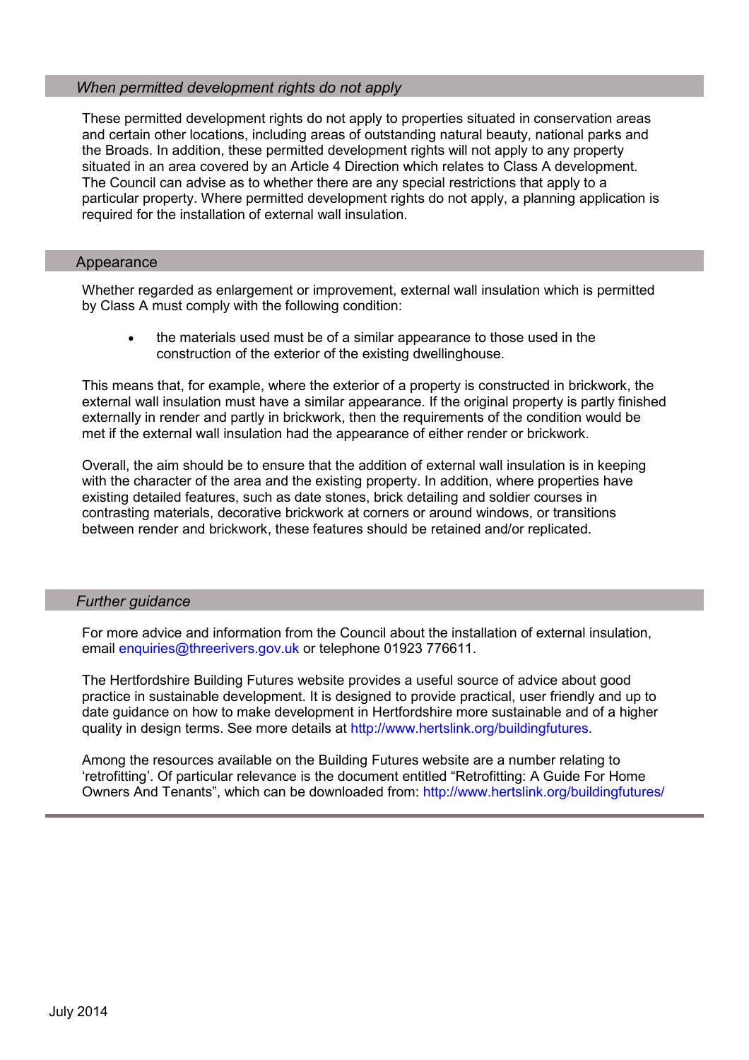## *When permitted development rights do not apply*

These permitted development rights do not apply to properties situated in conservation areas and certain other locations, including areas of outstanding natural beauty, national parks and the Broads. In addition, these permitted development rights will not apply to any property situated in an area covered by an Article 4 Direction which relates to Class A development. The Council can advise as to whether there are any special restrictions that apply to a particular property. Where permitted development rights do not apply, a planning application is required for the installation of external wall insulation.

## Appearance

Whether regarded as enlargement or improvement, external wall insulation which is permitted by Class A must comply with the following condition:

- the materials used must be of a similar appearance to those used in the construction of the exterior of the existing dwellinghouse.

This means that, for example, where the exterior of a property is constructed in brickwork, the external wall insulation must have a similar appearance. If the original property is partly finished externally in render and partly in brickwork, then the requirements of the condition would be met if the external wall insulation had the appearance of either render or brickwork.

Overall, the aim should be to ensure that the addition of external wall insulation is in keeping with the character of the area and the existing property. In addition, where properties have existing detailed features, such as date stones, brick detailing and soldier courses in contrasting materials, decorative brickwork at corners or around windows, or transitions between render and brickwork, these features should be retained and/or replicated.

## *Further guidance*

For more advice and information from the Council about the installation of external insulation, email enquiries@threerivers.gov.uk or telephone 01923 776611.

The Hertfordshire Building Futures website provides a useful source of advice about good practice in sustainable development. It is designed to provide practical, user friendly and up to date guidance on how to make development in Hertfordshire more sustainable and of a higher quality in design terms. See more details at http://www.hertslink.org/buildingfutures.

Among the resources available on the Building Futures website are a number relating to 'retrofitting'. Of particular relevance is the document entitled "Retrofitting: A Guide For Home Owners And Tenants", which can be downloaded from: http://www.hertslink.org/buildingfutures/

July 2014